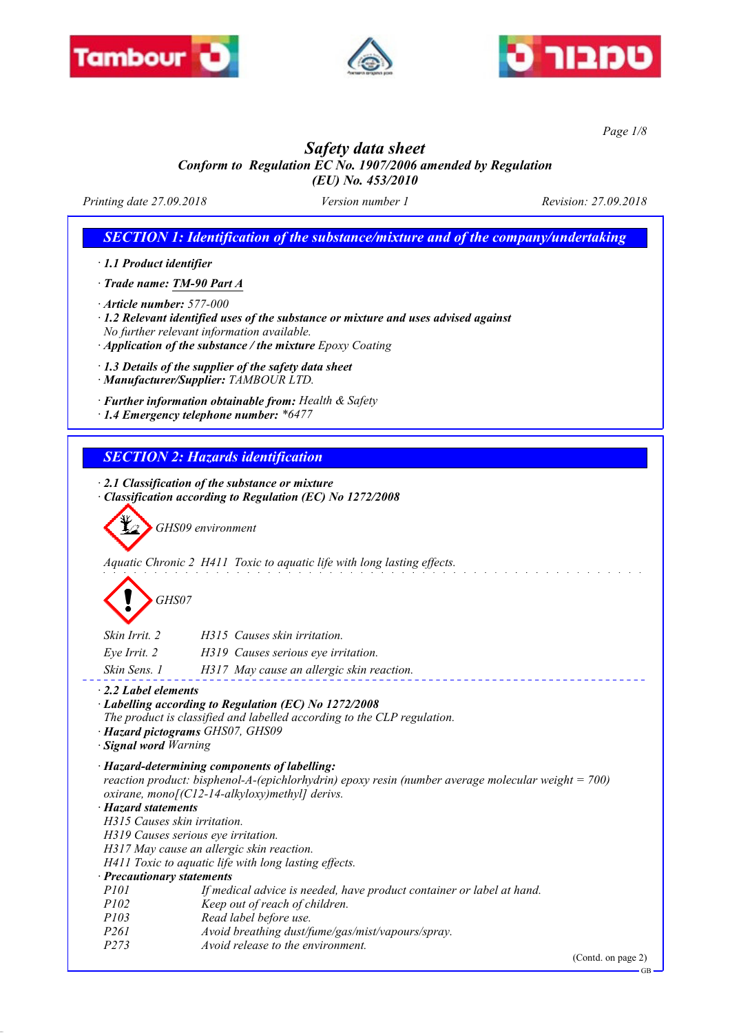# Safety data sheet

*Conform to Regulation EC No. 1907/2006 amended by Regulation (EU) No. 453/2010*

Printing date 27.09.2018 | Version number 1 | Revision: 27.09.2018

## SECTION 1: Identification of the substance/mixture and of the company/undertaking

· **1.1 Product identifier**

· **Trade name: TM-90 Part A**

· **Article number:** 577-000

· **1.2 Relevant identified uses of the substance or mixture and uses advised against**
No further relevant information available.

· **Application of the substance / the mixture** Epoxy Coating

· **1.3 Details of the supplier of the safety data sheet**

· **Manufacturer/Supplier:** TAMBOUR LTD.

· **Further information obtainable from:** Health & Safety

· **1.4 Emergency telephone number:** *6477

## SECTION 2: Hazards identification

· **2.1 Classification of the substance or mixture**

· **Classification according to Regulation (EC) No 1272/2008**

GHS09 environment

Aquatic Chronic 2 H411 Toxic to aquatic life with long lasting effects.

GHS07

| | |
|---|---|
| Skin Irrit. 2 | H315 Causes skin irritation. |
| Eye Irrit. 2 | H319 Causes serious eye irritation. |
| Skin Sens. 1 | H317 May cause an allergic skin reaction. |

· **2.2 Label elements**

· **Labelling according to Regulation (EC) No 1272/2008**
The product is classified and labelled according to the CLP regulation.

· **Hazard pictograms** GHS07, GHS09

· **Signal word** Warning

· **Hazard-determining components of labelling:**
reaction product: bisphenol-A-(epichlorhydrin) epoxy resin (number average molecular weight = 700)
oxirane, mono[(C12-14-alkyloxy)methyl] derivs.

· **Hazard statements**
H315 Causes skin irritation.
H319 Causes serious eye irritation.
H317 May cause an allergic skin reaction.
H411 Toxic to aquatic life with long lasting effects.

· **Precautionary statements**

| | |
|---|---|
| P101 | If medical advice is needed, have product container or label at hand. |
| P102 | Keep out of reach of children. |
| P103 | Read label before use. |
| P261 | Avoid breathing dust/fume/gas/mist/vapours/spray. |
| P273 | Avoid release to the environment. |

(Contd. on page 2)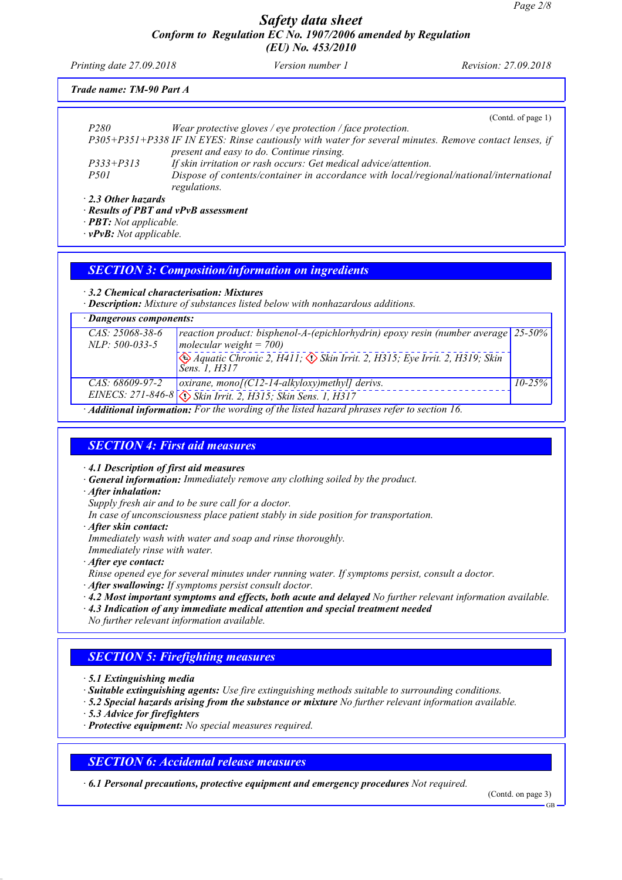# Safety data sheet

## Conform to Regulation EC No. 1907/2006 amended by Regulation (EU) No. 453/2010

*Printing date 27.09.2018* *Version number 1* *Revision: 27.09.2018*

**Trade name: TM-90 Part A**

(Contd. of page 1)

| | |
|---|---|
| P280 | Wear protective gloves / eye protection / face protection. |
| P305+P351+P338 | IF IN EYES: Rinse cautiously with water for several minutes. Remove contact lenses, if present and easy to do. Continue rinsing. |
| P333+P313 | If skin irritation or rash occurs: Get medical advice/attention. |
| P501 | Dispose of contents/container in accordance with local/regional/national/international regulations. |

· **2.3 Other hazards**
· **Results of PBT and vPvB assessment**
· **PBT:** Not applicable.
· **vPvB:** Not applicable.

## SECTION 3: Composition/information on ingredients

· **3.2 Chemical characterisation: Mixtures**
· **Description:** Mixture of substances listed below with nonhazardous additions.

· **Dangerous components:**

| Identifiers | Component / Classification | Concentration |
|---|---|---|
| CAS: 25068-38-6<br>NLP: 500-033-5 | reaction product: bisphenol-A-(epichlorhydrin) epoxy resin (number average molecular weight = 700)<br>Aquatic Chronic 2, H411; Skin Irrit. 2, H315; Eye Irrit. 2, H319; Skin Sens. 1, H317 | 25-50% |
| CAS: 68609-97-2<br>EINECS: 271-846-8 | oxirane, mono[(C12-14-alkyloxy)methyl] derivs.<br>Skin Irrit. 2, H315; Skin Sens. 1, H317 | 10-25% |

· **Additional information:** For the wording of the listed hazard phrases refer to section 16.

## SECTION 4: First aid measures

· **4.1 Description of first aid measures**
· **General information:** Immediately remove any clothing soiled by the product.
· **After inhalation:**
Supply fresh air and to be sure call for a doctor.
In case of unconsciousness place patient stably in side position for transportation.
· **After skin contact:**
Immediately wash with water and soap and rinse thoroughly.
Immediately rinse with water.
· **After eye contact:**
Rinse opened eye for several minutes under running water. If symptoms persist, consult a doctor.
· **After swallowing:** If symptoms persist consult doctor.
· **4.2 Most important symptoms and effects, both acute and delayed** No further relevant information available.
· **4.3 Indication of any immediate medical attention and special treatment needed**
No further relevant information available.

## SECTION 5: Firefighting measures

· **5.1 Extinguishing media**
· **Suitable extinguishing agents:** Use fire extinguishing methods suitable to surrounding conditions.
· **5.2 Special hazards arising from the substance or mixture** No further relevant information available.
· **5.3 Advice for firefighters**
· **Protective equipment:** No special measures required.

## SECTION 6: Accidental release measures

· **6.1 Personal precautions, protective equipment and emergency procedures** Not required.

(Contd. on page 3)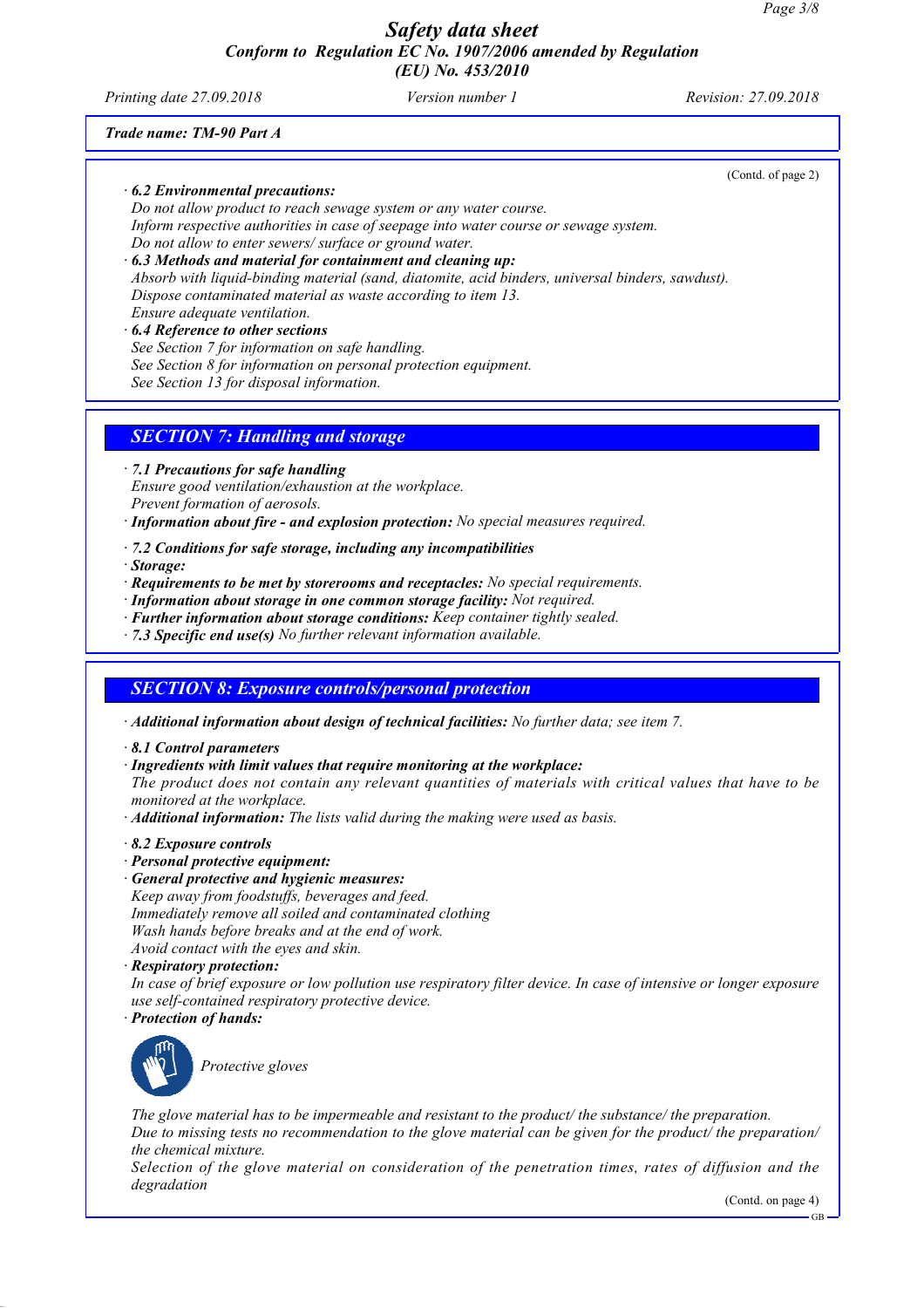**Trade name: TM-90 Part A**

(Contd. of page 2)

· **6.2 Environmental precautions:**
Do not allow product to reach sewage system or any water course.
Inform respective authorities in case of seepage into water course or sewage system.
Do not allow to enter sewers/ surface or ground water.

· **6.3 Methods and material for containment and cleaning up:**
Absorb with liquid-binding material (sand, diatomite, acid binders, universal binders, sawdust).
Dispose contaminated material as waste according to item 13.
Ensure adequate ventilation.

· **6.4 Reference to other sections**
See Section 7 for information on safe handling.
See Section 8 for information on personal protection equipment.
See Section 13 for disposal information.

## SECTION 7: Handling and storage

· **7.1 Precautions for safe handling**
Ensure good ventilation/exhaustion at the workplace.
Prevent formation of aerosols.
· **Information about fire - and explosion protection:** No special measures required.

· **7.2 Conditions for safe storage, including any incompatibilities**
· **Storage:**
· **Requirements to be met by storerooms and receptacles:** No special requirements.
· **Information about storage in one common storage facility:** Not required.
· **Further information about storage conditions:** Keep container tightly sealed.
· **7.3 Specific end use(s)** No further relevant information available.

## SECTION 8: Exposure controls/personal protection

· **Additional information about design of technical facilities:** No further data; see item 7.

· **8.1 Control parameters**
· **Ingredients with limit values that require monitoring at the workplace:**
The product does not contain any relevant quantities of materials with critical values that have to be monitored at the workplace.
· **Additional information:** The lists valid during the making were used as basis.

· **8.2 Exposure controls**
· **Personal protective equipment:**
· **General protective and hygienic measures:**
Keep away from foodstuffs, beverages and feed.
Immediately remove all soiled and contaminated clothing
Wash hands before breaks and at the end of work.
Avoid contact with the eyes and skin.
· **Respiratory protection:**
In case of brief exposure or low pollution use respiratory filter device. In case of intensive or longer exposure use self-contained respiratory protective device.
· **Protection of hands:**

Protective gloves

The glove material has to be impermeable and resistant to the product/ the substance/ the preparation.
Due to missing tests no recommendation to the glove material can be given for the product/ the preparation/ the chemical mixture.
Selection of the glove material on consideration of the penetration times, rates of diffusion and the degradation

(Contd. on page 4)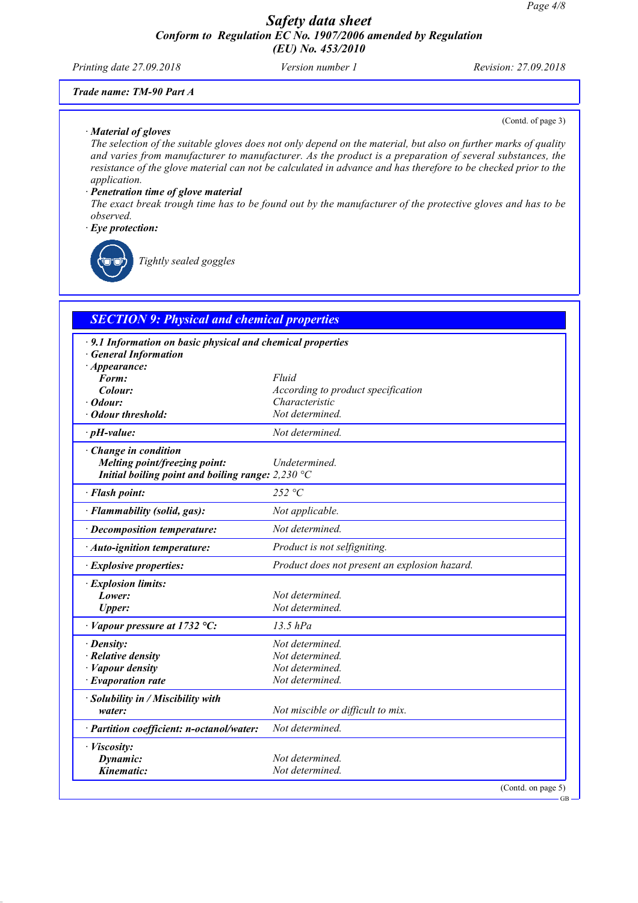**Trade name: TM-90 Part A**

(Contd. of page 3)

· **Material of gloves**

The selection of the suitable gloves does not only depend on the material, but also on further marks of quality and varies from manufacturer to manufacturer. As the product is a preparation of several substances, the resistance of the glove material can not be calculated in advance and has therefore to be checked prior to the application.

· **Penetration time of glove material**

The exact break trough time has to be found out by the manufacturer of the protective gloves and has to be observed.

· **Eye protection:**

Tightly sealed goggles

## SECTION 9: Physical and chemical properties

· **9.1 Information on basic physical and chemical properties**

· **General Information**

| | |
|---|---|
| · **Appearance:** | |
| **Form:** | Fluid |
| **Colour:** | According to product specification |
| · **Odour:** | Characteristic |
| · **Odour threshold:** | Not determined. |
| · **pH-value:** | Not determined. |
| · **Change in condition** | |
| **Melting point/freezing point:** | Undetermined. |
| **Initial boiling point and boiling range:** | 2,230 °C |
| · **Flash point:** | 252 °C |
| · **Flammability (solid, gas):** | Not applicable. |
| · **Decomposition temperature:** | Not determined. |
| · **Auto-ignition temperature:** | Product is not selfigniting. |
| · **Explosive properties:** | Product does not present an explosion hazard. |
| · **Explosion limits:** | |
| **Lower:** | Not determined. |
| **Upper:** | Not determined. |
| · **Vapour pressure at 1732 °C:** | 13.5 hPa |
| · **Density:** | Not determined. |
| · **Relative density** | Not determined. |
| · **Vapour density** | Not determined. |
| · **Evaporation rate** | Not determined. |
| · **Solubility in / Miscibility with water:** | Not miscible or difficult to mix. |
| · **Partition coefficient: n-octanol/water:** | Not determined. |
| · **Viscosity:** | |
| **Dynamic:** | Not determined. |
| **Kinematic:** | Not determined. |

(Contd. on page 5)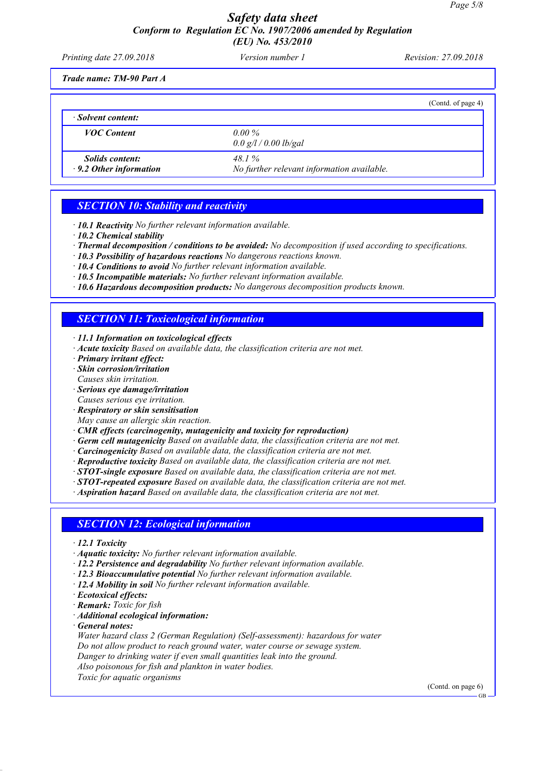**Trade name: TM-90 Part A**

(Contd. of page 4)

| · Solvent content: | |
|---|---|
| VOC Content | 0.00 %<br>0.0 g/l / 0.00 lb/gal |
| Solids content: | 48.1 % |
| · 9.2 Other information | No further relevant information available. |

## SECTION 10: Stability and reactivity

· **10.1 Reactivity** No further relevant information available.
· **10.2 Chemical stability**
· **Thermal decomposition / conditions to be avoided:** No decomposition if used according to specifications.
· **10.3 Possibility of hazardous reactions** No dangerous reactions known.
· **10.4 Conditions to avoid** No further relevant information available.
· **10.5 Incompatible materials:** No further relevant information available.
· **10.6 Hazardous decomposition products:** No dangerous decomposition products known.

## SECTION 11: Toxicological information

· **11.1 Information on toxicological effects**
· **Acute toxicity** Based on available data, the classification criteria are not met.
· **Primary irritant effect:**
· **Skin corrosion/irritation**
Causes skin irritation.
· **Serious eye damage/irritation**
Causes serious eye irritation.
· **Respiratory or skin sensitisation**
May cause an allergic skin reaction.
· **CMR effects (carcinogenity, mutagenicity and toxicity for reproduction)**
· **Germ cell mutagenicity** Based on available data, the classification criteria are not met.
· **Carcinogenicity** Based on available data, the classification criteria are not met.
· **Reproductive toxicity** Based on available data, the classification criteria are not met.
· **STOT-single exposure** Based on available data, the classification criteria are not met.
· **STOT-repeated exposure** Based on available data, the classification criteria are not met.
· **Aspiration hazard** Based on available data, the classification criteria are not met.

## SECTION 12: Ecological information

· **12.1 Toxicity**
· **Aquatic toxicity:** No further relevant information available.
· **12.2 Persistence and degradability** No further relevant information available.
· **12.3 Bioaccumulative potential** No further relevant information available.
· **12.4 Mobility in soil** No further relevant information available.
· **Ecotoxical effects:**
· **Remark:** Toxic for fish
· **Additional ecological information:**
· **General notes:**
Water hazard class 2 (German Regulation) (Self-assessment): hazardous for water
Do not allow product to reach ground water, water course or sewage system.
Danger to drinking water if even small quantities leak into the ground.
Also poisonous for fish and plankton in water bodies.
Toxic for aquatic organisms

(Contd. on page 6)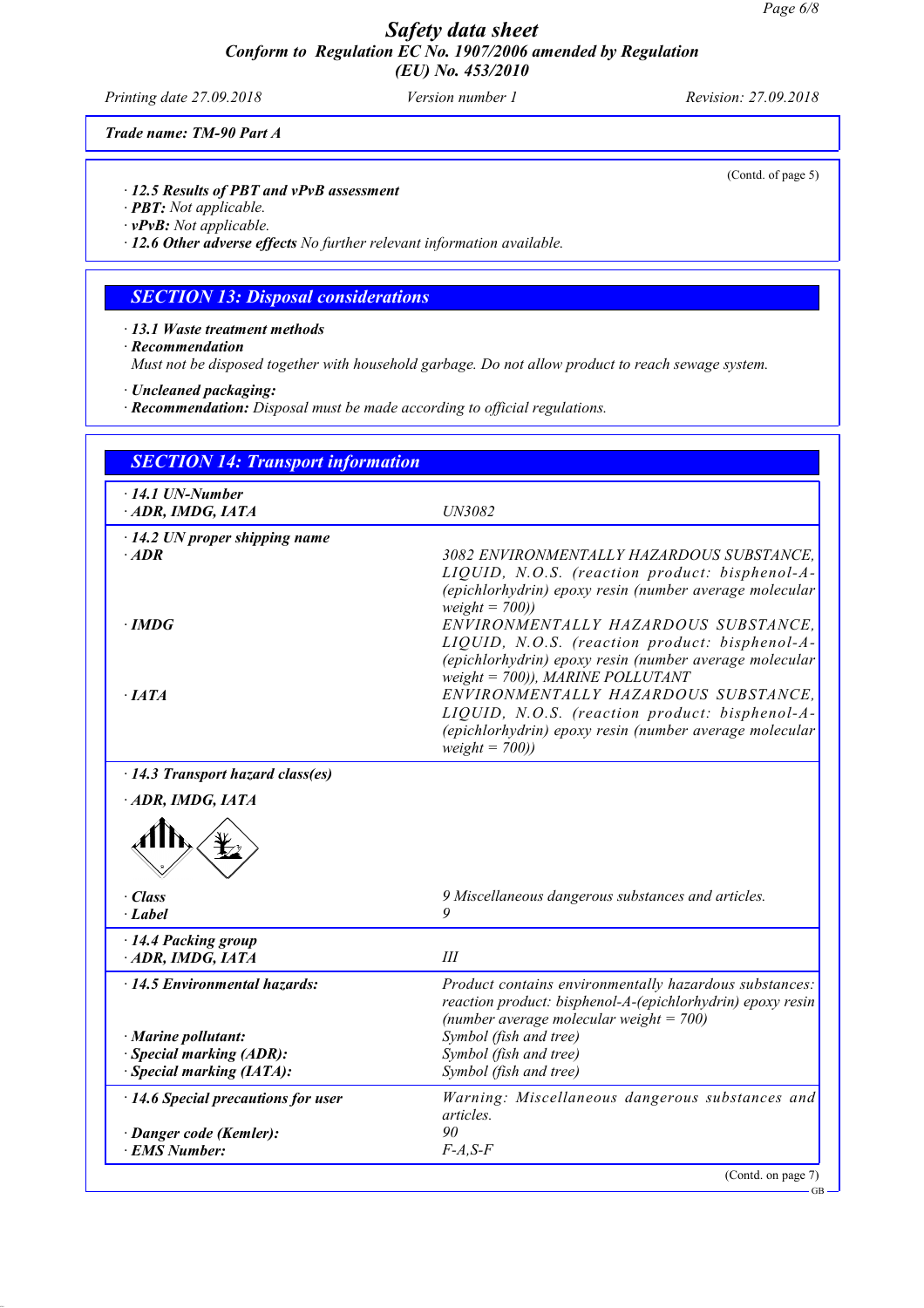**Trade name: TM-90 Part A**

(Contd. of page 5)

· **12.5 Results of PBT and vPvB assessment**
· **PBT:** Not applicable.
· **vPvB:** Not applicable.
· **12.6 Other adverse effects** No further relevant information available.

## SECTION 13: Disposal considerations

· **13.1 Waste treatment methods**
· **Recommendation**
Must not be disposed together with household garbage. Do not allow product to reach sewage system.

· **Uncleaned packaging:**
· **Recommendation:** Disposal must be made according to official regulations.

## SECTION 14: Transport information

| | |
|---|---|
| · **14.1 UN-Number** | |
| · **ADR, IMDG, IATA** | UN3082 |
| · **14.2 UN proper shipping name** | |
| · **ADR** | 3082 ENVIRONMENTALLY HAZARDOUS SUBSTANCE, LIQUID, N.O.S. (reaction product: bisphenol-A-(epichlorhydrin) epoxy resin (number average molecular weight = 700)) |
| · **IMDG** | ENVIRONMENTALLY HAZARDOUS SUBSTANCE, LIQUID, N.O.S. (reaction product: bisphenol-A-(epichlorhydrin) epoxy resin (number average molecular weight = 700)), MARINE POLLUTANT |
| · **IATA** | ENVIRONMENTALLY HAZARDOUS SUBSTANCE, LIQUID, N.O.S. (reaction product: bisphenol-A-(epichlorhydrin) epoxy resin (number average molecular weight = 700)) |
| · **14.3 Transport hazard class(es)** | |
| · **ADR, IMDG, IATA** | |
| · **Class** | 9 Miscellaneous dangerous substances and articles. |
| · **Label** | 9 |
| · **14.4 Packing group** | |
| · **ADR, IMDG, IATA** | III |
| · **14.5 Environmental hazards:** | Product contains environmentally hazardous substances: reaction product: bisphenol-A-(epichlorhydrin) epoxy resin (number average molecular weight = 700) |
| · **Marine pollutant:** | Symbol (fish and tree) |
| · **Special marking (ADR):** | Symbol (fish and tree) |
| · **Special marking (IATA):** | Symbol (fish and tree) |
| · **14.6 Special precautions for user** | Warning: Miscellaneous dangerous substances and articles. |
| · **Danger code (Kemler):** | 90 |
| · **EMS Number:** | F-A,S-F |

(Contd. on page 7)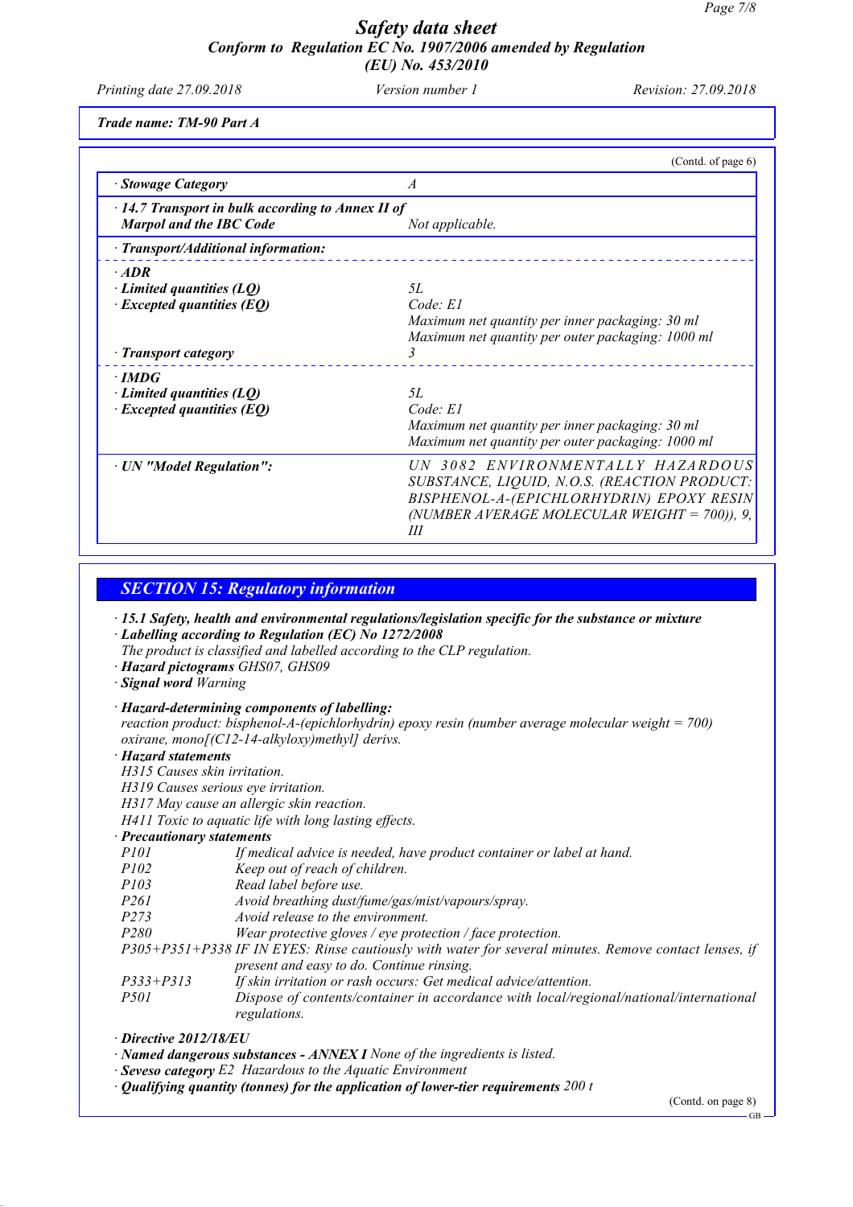**Trade name: TM-90 Part A**

(Contd. of page 6)

| | |
|---|---|
| · **Stowage Category** | *A* |
| · **14.7 Transport in bulk according to Annex II of Marpol and the IBC Code** | *Not applicable.* |
| · **Transport/Additional information:** | |
| · **ADR** | |
| · **Limited quantities (LQ)** | *5L* |
| · **Excepted quantities (EQ)** | *Code: E1*<br>*Maximum net quantity per inner packaging: 30 ml*<br>*Maximum net quantity per outer packaging: 1000 ml* |
| · **Transport category** | *3* |
| · **IMDG** | |
| · **Limited quantities (LQ)** | *5L* |
| · **Excepted quantities (EQ)** | *Code: E1*<br>*Maximum net quantity per inner packaging: 30 ml*<br>*Maximum net quantity per outer packaging: 1000 ml* |
| · **UN "Model Regulation":** | *UN 3082 ENVIRONMENTALLY HAZARDOUS SUBSTANCE, LIQUID, N.O.S. (REACTION PRODUCT: BISPHENOL-A-(EPICHLORHYDRIN) EPOXY RESIN (NUMBER AVERAGE MOLECULAR WEIGHT = 700)), 9, III* |

## SECTION 15: Regulatory information

· **15.1 Safety, health and environmental regulations/legislation specific for the substance or mixture**

· **Labelling according to Regulation (EC) No 1272/2008**

*The product is classified and labelled according to the CLP regulation.*

· **Hazard pictograms** *GHS07, GHS09*

· **Signal word** *Warning*

· **Hazard-determining components of labelling:**

*reaction product: bisphenol-A-(epichlorhydrin) epoxy resin (number average molecular weight = 700)*
*oxirane, mono[(C12-14-alkyloxy)methyl] derivs.*

· **Hazard statements**

*H315 Causes skin irritation.*
*H319 Causes serious eye irritation.*
*H317 May cause an allergic skin reaction.*
*H411 Toxic to aquatic life with long lasting effects.*

· **Precautionary statements**

| | |
|---|---|
| *P101* | *If medical advice is needed, have product container or label at hand.* |
| *P102* | *Keep out of reach of children.* |
| *P103* | *Read label before use.* |
| *P261* | *Avoid breathing dust/fume/gas/mist/vapours/spray.* |
| *P273* | *Avoid release to the environment.* |
| *P280* | *Wear protective gloves / eye protection / face protection.* |
| *P305+P351+P338* | *IF IN EYES: Rinse cautiously with water for several minutes. Remove contact lenses, if present and easy to do. Continue rinsing.* |
| *P333+P313* | *If skin irritation or rash occurs: Get medical advice/attention.* |
| *P501* | *Dispose of contents/container in accordance with local/regional/national/international regulations.* |

· **Directive 2012/18/EU**

· **Named dangerous substances - ANNEX I** *None of the ingredients is listed.*

· **Seveso category** *E2 Hazardous to the Aquatic Environment*

· **Qualifying quantity (tonnes) for the application of lower-tier requirements** *200 t*

(Contd. on page 8)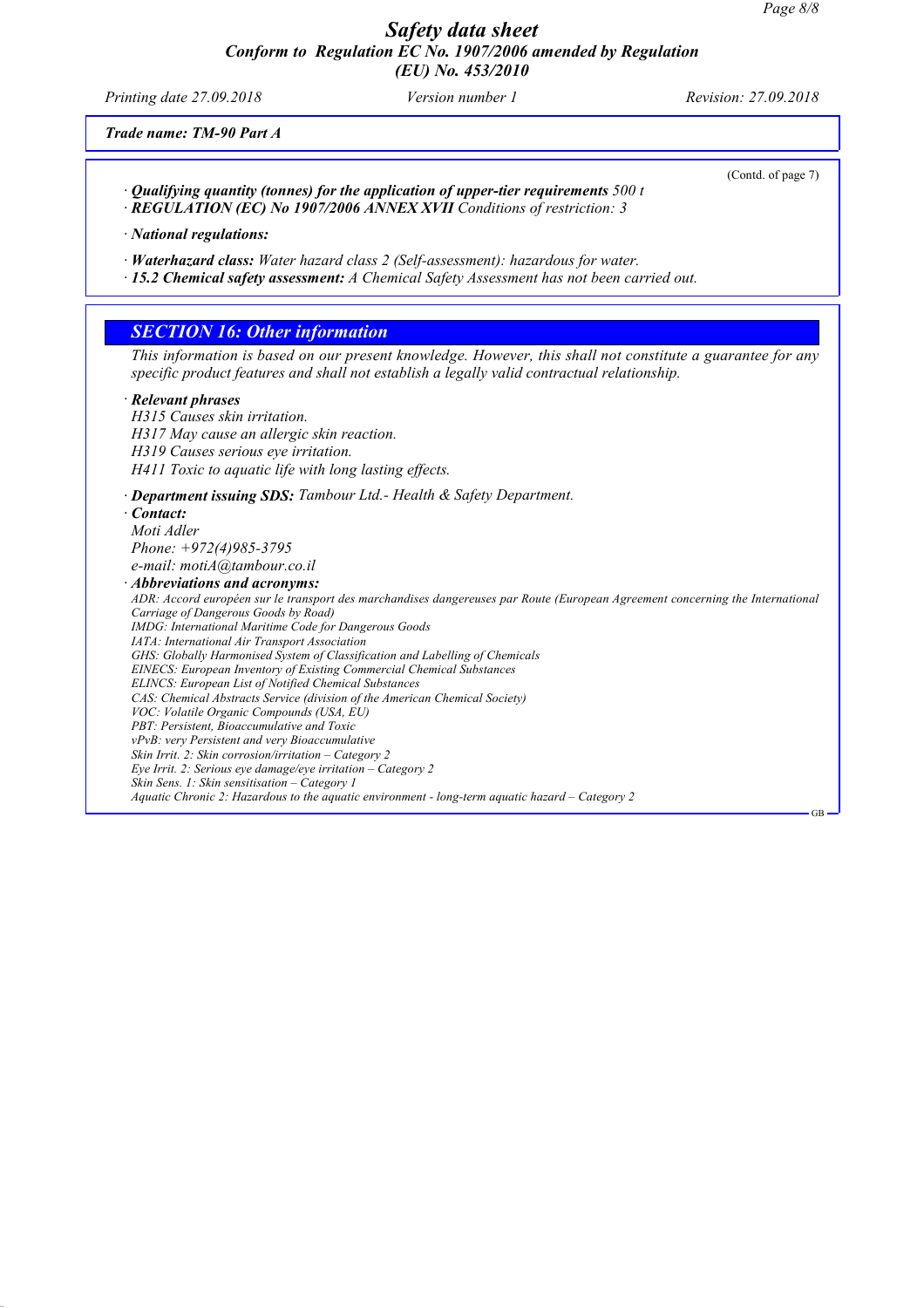Trade name: TM-90 Part A

(Contd. of page 7)

· **Qualifying quantity (tonnes) for the application of upper-tier requirements** 500 t
· **REGULATION (EC) No 1907/2006 ANNEX XVII** Conditions of restriction: 3

· **National regulations:**

· **Waterhazard class:** Water hazard class 2 (Self-assessment): hazardous for water.
· **15.2 Chemical safety assessment:** A Chemical Safety Assessment has not been carried out.

## SECTION 16: Other information

This information is based on our present knowledge. However, this shall not constitute a guarantee for any specific product features and shall not establish a legally valid contractual relationship.

· **Relevant phrases**
H315 Causes skin irritation.
H317 May cause an allergic skin reaction.
H319 Causes serious eye irritation.
H411 Toxic to aquatic life with long lasting effects.

· **Department issuing SDS:** Tambour Ltd.- Health & Safety Department.
· **Contact:**
Moti Adler
Phone: +972(4)985-3795
e-mail: motiA@tambour.co.il
· **Abbreviations and acronyms:**
ADR: Accord européen sur le transport des marchandises dangereuses par Route (European Agreement concerning the International Carriage of Dangerous Goods by Road)
IMDG: International Maritime Code for Dangerous Goods
IATA: International Air Transport Association
GHS: Globally Harmonised System of Classification and Labelling of Chemicals
EINECS: European Inventory of Existing Commercial Chemical Substances
ELINCS: European List of Notified Chemical Substances
CAS: Chemical Abstracts Service (division of the American Chemical Society)
VOC: Volatile Organic Compounds (USA, EU)
PBT: Persistent, Bioaccumulative and Toxic
vPvB: very Persistent and very Bioaccumulative
Skin Irrit. 2: Skin corrosion/irritation – Category 2
Eye Irrit. 2: Serious eye damage/eye irritation – Category 2
Skin Sens. 1: Skin sensitisation – Category 1
Aquatic Chronic 2: Hazardous to the aquatic environment - long-term aquatic hazard – Category 2